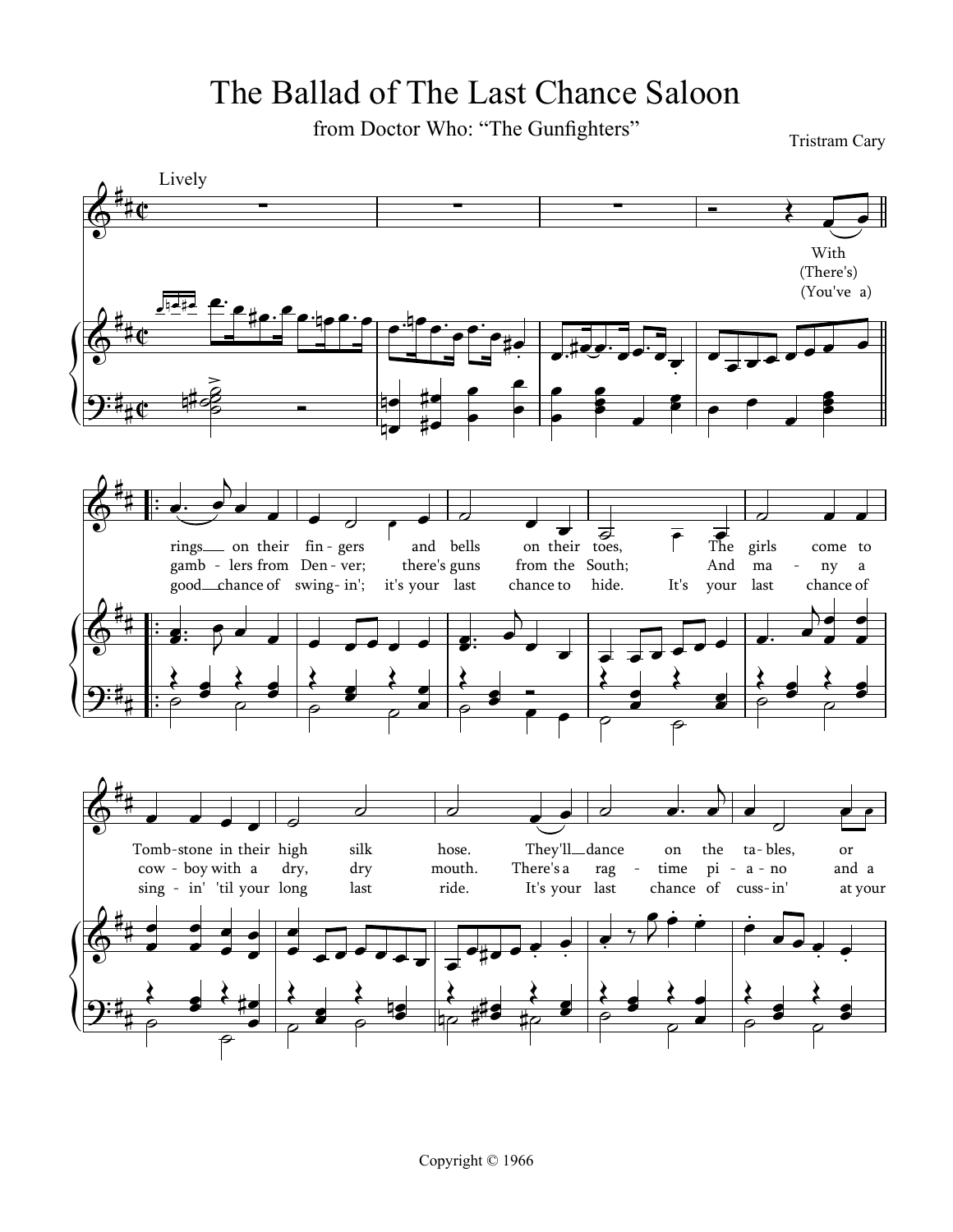# The Ballad of The Last Chance Saloon

from Doctor Who: "The Gunfighters"

Tristram Cary

Lively

With rings on their fin - gers and bells on their toes, The girls come to Tomb - stone in their high silk hose. They'll dance on the ta - bles, or

(There's) gamb - lers from Den - ver; there's guns from the South; And ma - ny a cow - boy with a dry, dry mouth. There's a rag - time pi - a - no and a

(You've a) good chance of swing - in'; it's your last chance to hide. It's your last chance of sing - in' 'til your long last ride. It's your last chance of cuss - in' at your

Copyright © 1966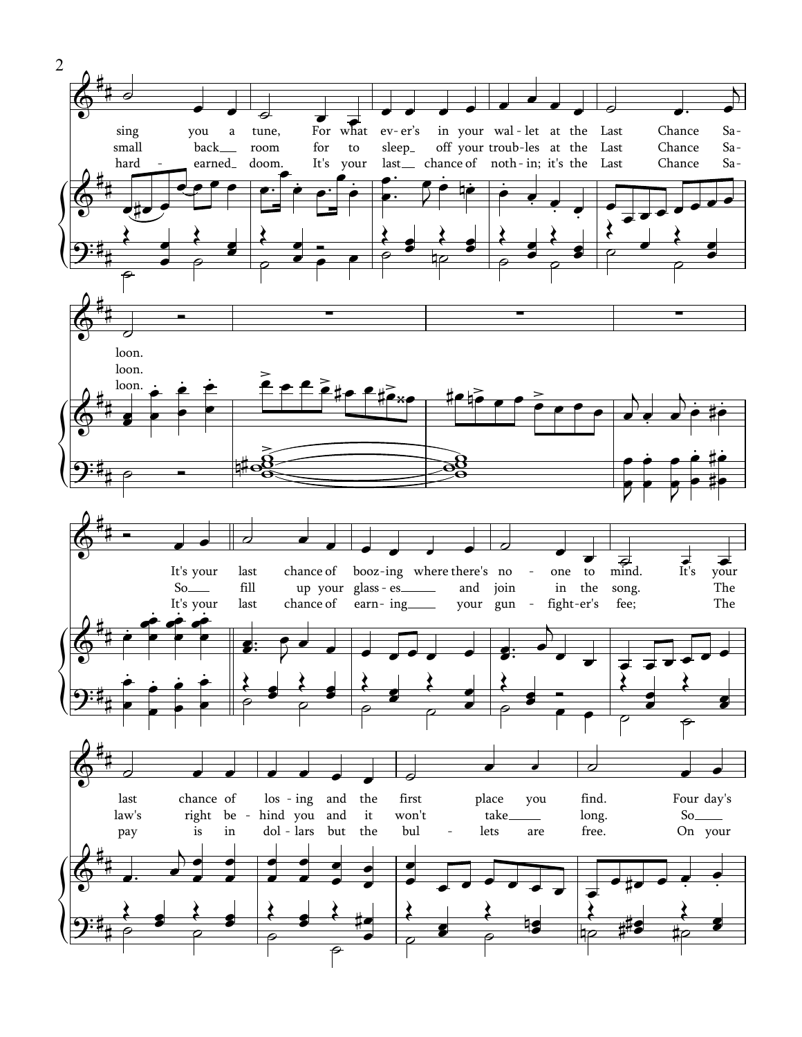sing you a tune, For what ev-er's in your wal-let at the Last Chance Sa-
small back room for to sleep off your troub-les at the Last Chance Sa-
hard - earned doom. It's your last chance of noth-in; it's the Last Chance Sa-

loon.
loon.
loon.

It's your last chance of booz-ing where there's no - one to mind. It's your
So fill up your glass-es and join in the song. The
It's your last chance of earn-ing your gun - fight-er's fee; The

last chance of los-ing and the first place you find. Four day's
law's right be-hind you and it won't take long. So
pay is in dol-lars but the bul - lets are free. On your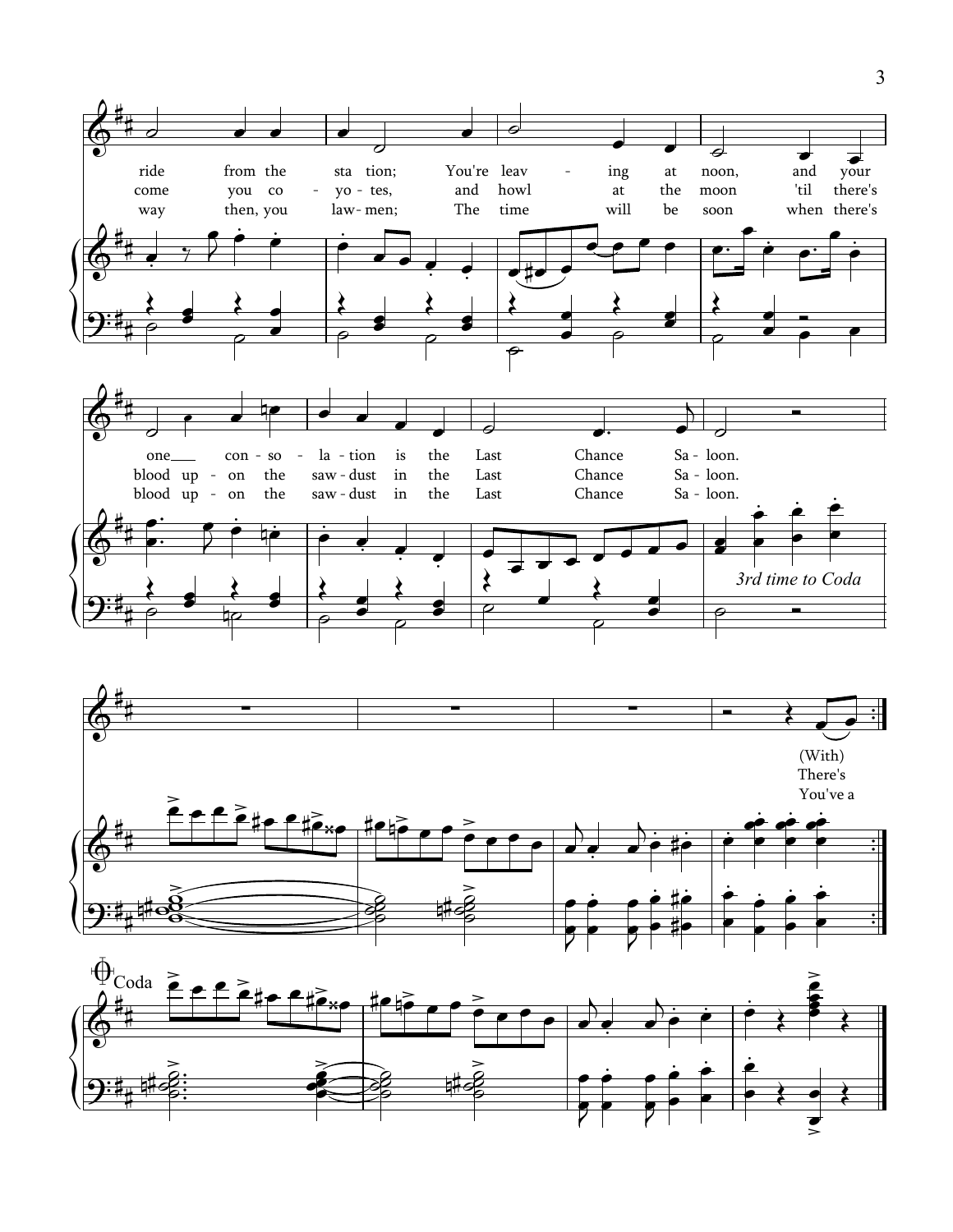ride from the sta tion; You're leav - ing at noon, and your
come you co - yo - tes, and howl at the moon 'til there's
way then, you law - men; The time will be soon when there's

one ___ con - so - la - tion is the Last Chance Sa - loon.
blood up - on the saw - dust in the Last Chance Sa - loon.
blood up - on the saw - dust in the Last Chance Sa - loon.

*3rd time to Coda*

(With)
There's
You've a

Coda